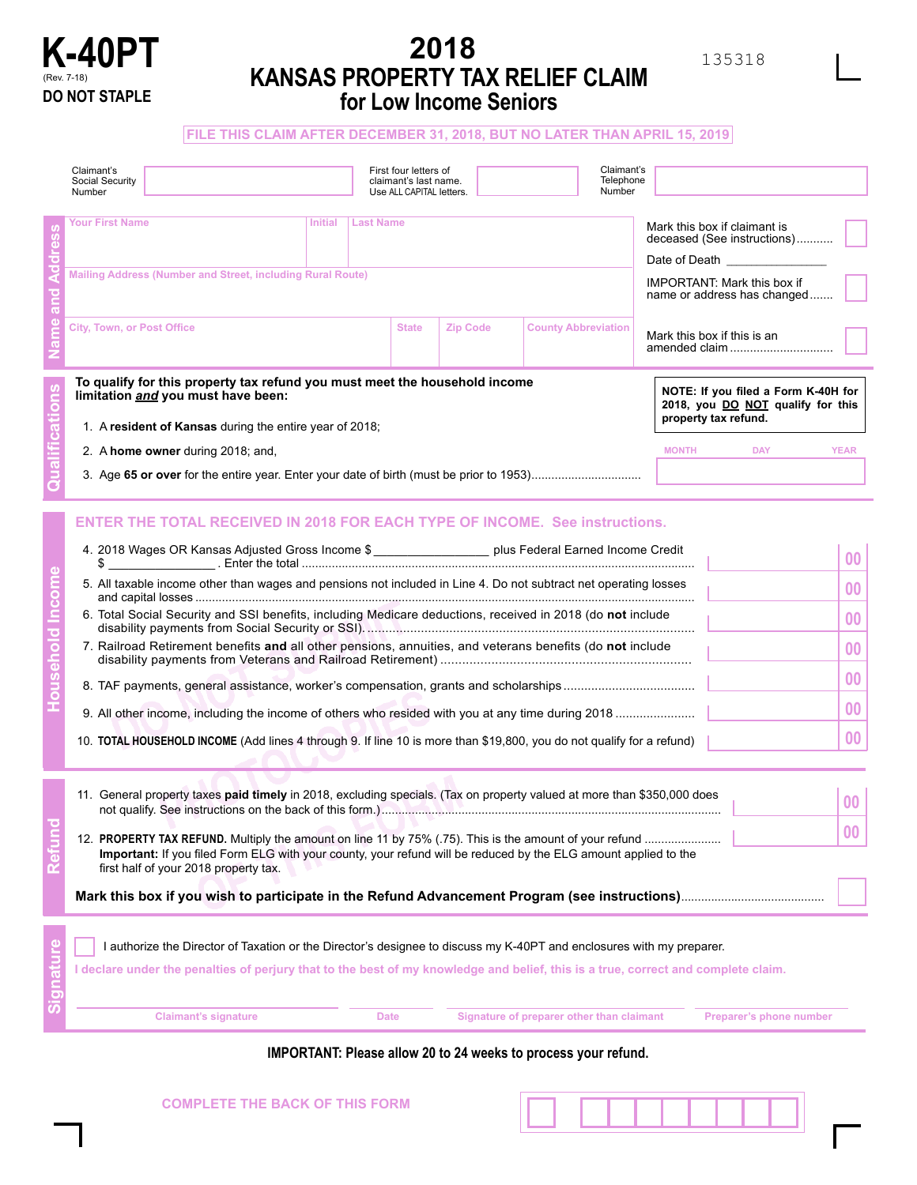# K-40PT

(Rev. 7-18)

**DO NOT STAPLE**

# 2018 KANSAS PROPERTY TAX RELIEF CLAIM for Low Income Seniors

135318

**FILE THIS CLAIM AFTER DECEMBER 31, 2018, BUT NO LATER THAN APRIL 15, 2019**

Claimant's Social Security Number | First four letters of claimant's last name. Use ALL CAPITAL letters. | Claimant's Telephone Number

## Name and Address

Your First Name | Initial | Last Name

Mailing Address (Number and Street, including Rural Route)

City, Town, or Post Office | State | Zip Code | County Abbreviation

Mark this box if claimant is deceased (See instructions)........... ☐

Date of Death _______________

IMPORTANT: Mark this box if name or address has changed....... ☐

Mark this box if this is an amended claim............................... ☐

## Qualifications

**To qualify for this property tax refund you must meet the household income limitation *and* you must have been:**

**NOTE: If you filed a Form K-40H for 2018, you DO NOT qualify for this property tax refund.**

1. A **resident of Kansas** during the entire year of 2018;
2. A **home owner** during 2018; and,
3. Age **65 or over** for the entire year. Enter your date of birth (must be prior to 1953)................................ MONTH DAY YEAR

## Household Income

**ENTER THE TOTAL RECEIVED IN 2018 FOR EACH TYPE OF INCOME. See instructions.**

4. 2018 Wages OR Kansas Adjusted Gross Income $ _________________ plus Federal Earned Income Credit $ _______________ . Enter the total .................................................... 00
5. All taxable income other than wages and pensions not included in Line 4. Do not subtract net operating losses and capital losses ........................................................................ 00
6. Total Social Security and SSI benefits, including Medicare deductions, received in 2018 (do **not** include disability payments from Social Security or SSI)................................................ 00
7. Railroad Retirement benefits **and** all other pensions, annuities, and veterans benefits (do **not** include disability payments from Veterans and Railroad Retirement) ........................................ 00
8. TAF payments, general assistance, worker's compensation, grants and scholarships ........................ 00
9. All other income, including the income of others who resided with you at any time during 2018 ........................ 00
10. **TOTAL HOUSEHOLD INCOME** (Add lines 4 through 9. If line 10 is more than $19,800, you do not qualify for a refund) 00

## Refund

11. General property taxes **paid timely** in 2018, excluding specials. (Tax on property valued at more than $350,000 does not qualify. See instructions on the back of this form.)........................................ 00
12. **PROPERTY TAX REFUND.** Multiply the amount on line 11 by 75% (.75). This is the amount of your refund ....................... 00
    **Important:** If you filed Form ELG with your county, your refund will be reduced by the ELG amount applied to the first half of your 2018 property tax.

**Mark this box if you wish to participate in the Refund Advancement Program (see instructions)**.......................................... ☐

## Signature

☐ I authorize the Director of Taxation or the Director's designee to discuss my K-40PT and enclosures with my preparer.

**I declare under the penalties of perjury that to the best of my knowledge and belief, this is a true, correct and complete claim.**

Claimant's signature | Date | Signature of preparer other than claimant | Preparer's phone number

**IMPORTANT: Please allow 20 to 24 weeks to process your refund.**

**COMPLETE THE BACK OF THIS FORM**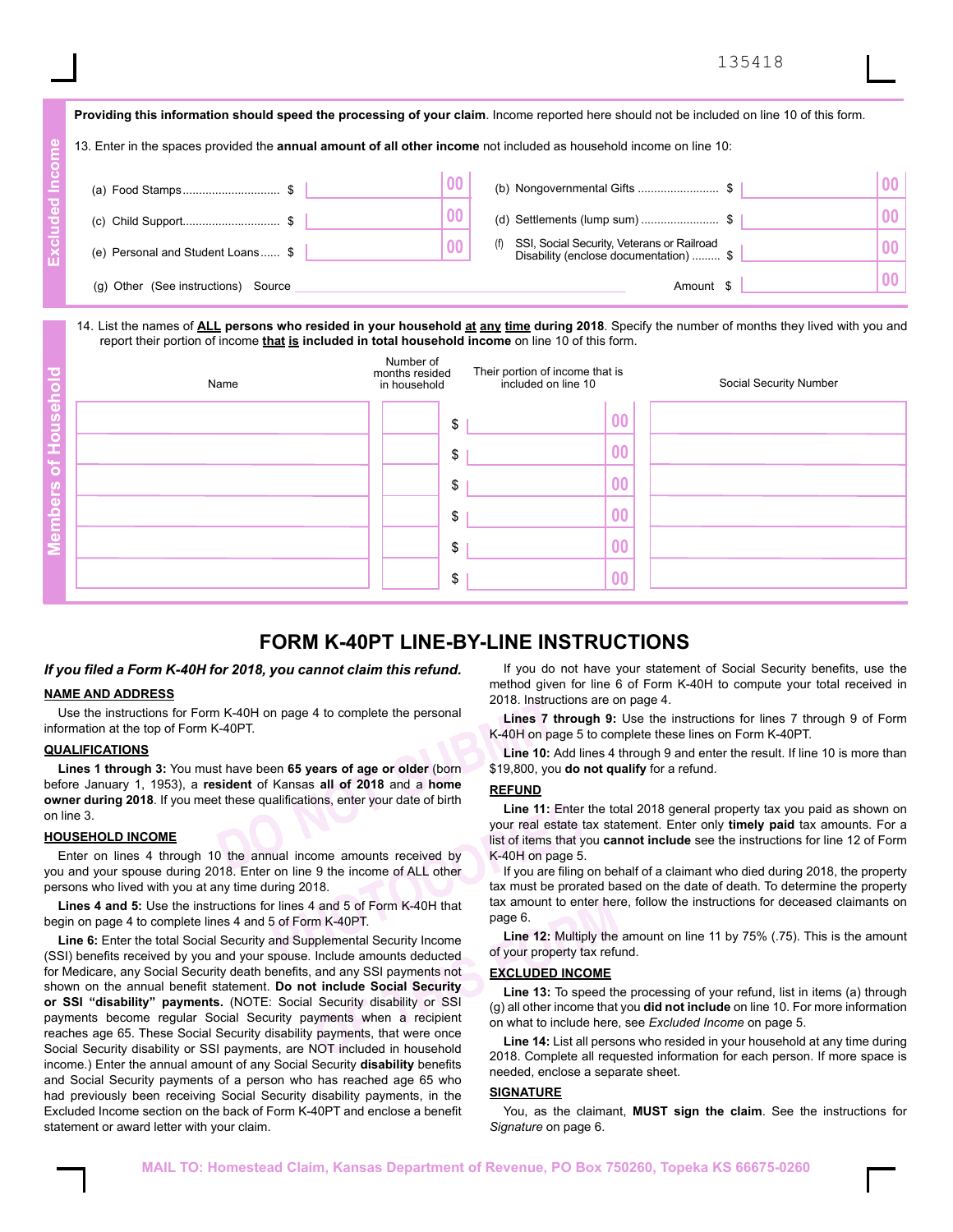135418

## Excluded Income

**Providing this information should speed the processing of your claim**. Income reported here should not be included on line 10 of this form.

13. Enter in the spaces provided the **annual amount of all other income** not included as household income on line 10:

| | | | |
|---|---|---|---|
| (a) Food Stamps | $ .00 | (b) Nongovernmental Gifts | $ .00 |
| (c) Child Support | $ .00 | (d) Settlements (lump sum) | $ .00 |
| (e) Personal and Student Loans | $ .00 | (f) SSI, Social Security, Veterans or Railroad Disability (enclose documentation) | $ .00 |
| (g) Other (See instructions) Source | | Amount | $ .00 |

## Members of Household

14. List the names of **ALL persons who resided in your household at any time during 2018**. Specify the number of months they lived with you and report their portion of income **that is included in total household income** on line 10 of this form.

| Name | Number of months resided in household | Their portion of income that is included on line 10 | Social Security Number |
|---|---|---|---|
| | | $ .00 | |
| | | $ .00 | |
| | | $ .00 | |
| | | $ .00 | |
| | | $ .00 | |
| | | $ .00 | |

# FORM K-40PT LINE-BY-LINE INSTRUCTIONS

***If you filed a Form K-40H for 2018, you cannot claim this refund.***

**NAME AND ADDRESS**

Use the instructions for Form K-40H on page 4 to complete the personal information at the top of Form K-40PT.

**QUALIFICATIONS**

**Lines 1 through 3:** You must have been **65 years of age or older** (born before January 1, 1953), a **resident** of Kansas **all of 2018** and a **home owner during 2018**. If you meet these qualifications, enter your date of birth on line 3.

**HOUSEHOLD INCOME**

Enter on lines 4 through 10 the annual income amounts received by you and your spouse during 2018. Enter on line 9 the income of ALL other persons who lived with you at any time during 2018.

**Lines 4 and 5:** Use the instructions for lines 4 and 5 of Form K-40H that begin on page 4 to complete lines 4 and 5 of Form K-40PT.

**Line 6:** Enter the total Social Security and Supplemental Security Income (SSI) benefits received by you and your spouse. Include amounts deducted for Medicare, any Social Security death benefits, and any SSI payments not shown on the annual benefit statement. **Do not include Social Security or SSI "disability" payments.** (NOTE: Social Security disability or SSI payments become regular Social Security payments when a recipient reaches age 65. These Social Security disability payments, that were once Social Security disability or SSI payments, are NOT included in household income.) Enter the annual amount of any Social Security **disability** benefits and Social Security payments of a person who has reached age 65 who had previously been receiving Social Security disability payments, in the Excluded Income section on the back of Form K-40PT and enclose a benefit statement or award letter with your claim.

If you do not have your statement of Social Security benefits, use the method given for line 6 of Form K-40H to compute your total received in 2018. Instructions are on page 4.

**Lines 7 through 9:** Use the instructions for lines 7 through 9 of Form K-40H on page 5 to complete these lines on Form K-40PT.

**Line 10:** Add lines 4 through 9 and enter the result. If line 10 is more than $19,800, you **do not qualify** for a refund.

**REFUND**

**Line 11:** Enter the total 2018 general property tax you paid as shown on your real estate tax statement. Enter only **timely paid** tax amounts. For a list of items that you **cannot include** see the instructions for line 12 of Form K-40H on page 5.

If you are filing on behalf of a claimant who died during 2018, the property tax must be prorated based on the date of death. To determine the property tax amount to enter here, follow the instructions for deceased claimants on page 6.

**Line 12:** Multiply the amount on line 11 by 75% (.75). This is the amount of your property tax refund.

**EXCLUDED INCOME**

**Line 13:** To speed the processing of your refund, list in items (a) through (g) all other income that you **did not include** on line 10. For more information on what to include here, see *Excluded Income* on page 5.

**Line 14:** List all persons who resided in your household at any time during 2018. Complete all requested information for each person. If more space is needed, enclose a separate sheet.

**SIGNATURE**

You, as the claimant, **MUST sign the claim**. See the instructions for *Signature* on page 6.

**MAIL TO: Homestead Claim, Kansas Department of Revenue, PO Box 750260, Topeka KS 66675-0260**